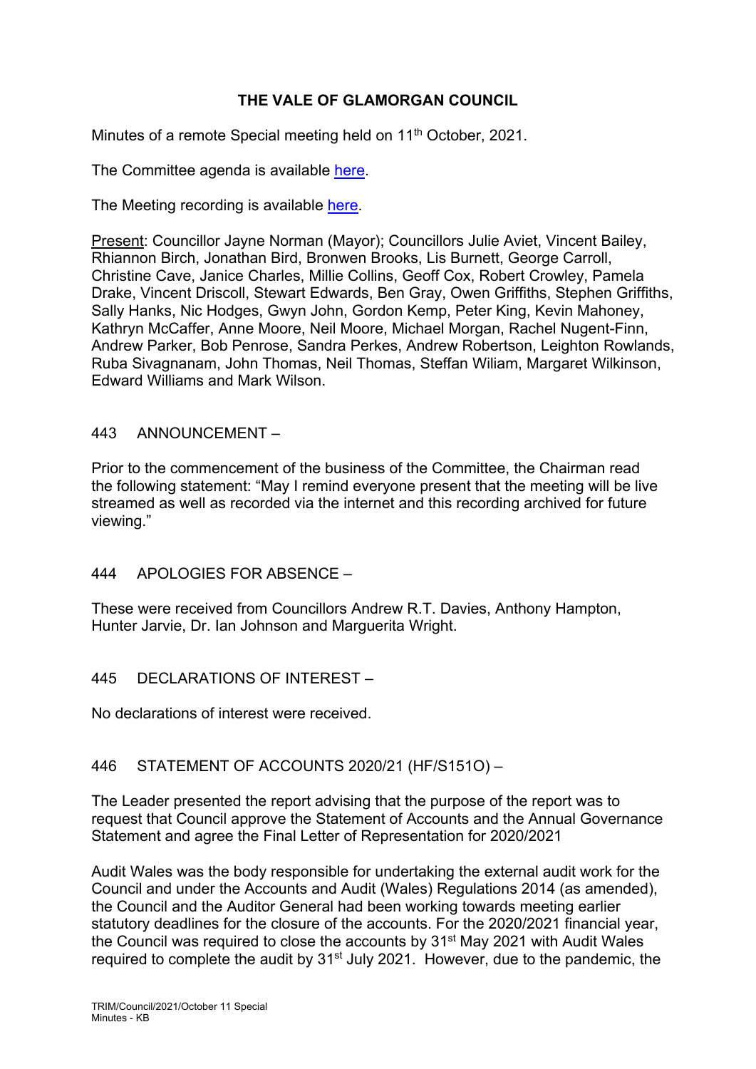**THE VALE OF GLAMORGAN COUNCIL**

Minutes of a remote Special meeting held on 11th October, 2021.

The Committee agenda is available here.

The Meeting recording is available here.

Present: Councillor Jayne Norman (Mayor); Councillors Julie Aviet, Vincent Bailey, Rhiannon Birch, Jonathan Bird, Bronwen Brooks, Lis Burnett, George Carroll, Christine Cave, Janice Charles, Millie Collins, Geoff Cox, Robert Crowley, Pamela Drake, Vincent Driscoll, Stewart Edwards, Ben Gray, Owen Griffiths, Stephen Griffiths, Sally Hanks, Nic Hodges, Gwyn John, Gordon Kemp, Peter King, Kevin Mahoney, Kathryn McCaffer, Anne Moore, Neil Moore, Michael Morgan, Rachel Nugent-Finn, Andrew Parker, Bob Penrose, Sandra Perkes, Andrew Robertson, Leighton Rowlands, Ruba Sivagnanam, John Thomas, Neil Thomas, Steffan Wiliam, Margaret Wilkinson, Edward Williams and Mark Wilson.

443 ANNOUNCEMENT –

Prior to the commencement of the business of the Committee, the Chairman read the following statement: "May I remind everyone present that the meeting will be live streamed as well as recorded via the internet and this recording archived for future viewing."

444 APOLOGIES FOR ABSENCE –

These were received from Councillors Andrew R.T. Davies, Anthony Hampton, Hunter Jarvie, Dr. Ian Johnson and Marguerita Wright.

445 DECLARATIONS OF INTEREST –

No declarations of interest were received.

446 STATEMENT OF ACCOUNTS 2020/21 (HF/S151O) –

The Leader presented the report advising that the purpose of the report was to request that Council approve the Statement of Accounts and the Annual Governance Statement and agree the Final Letter of Representation for 2020/2021

Audit Wales was the body responsible for undertaking the external audit work for the Council and under the Accounts and Audit (Wales) Regulations 2014 (as amended), the Council and the Auditor General had been working towards meeting earlier statutory deadlines for the closure of the accounts. For the 2020/2021 financial year, the Council was required to close the accounts by 31st May 2021 with Audit Wales required to complete the audit by 31st July 2021. However, due to the pandemic, the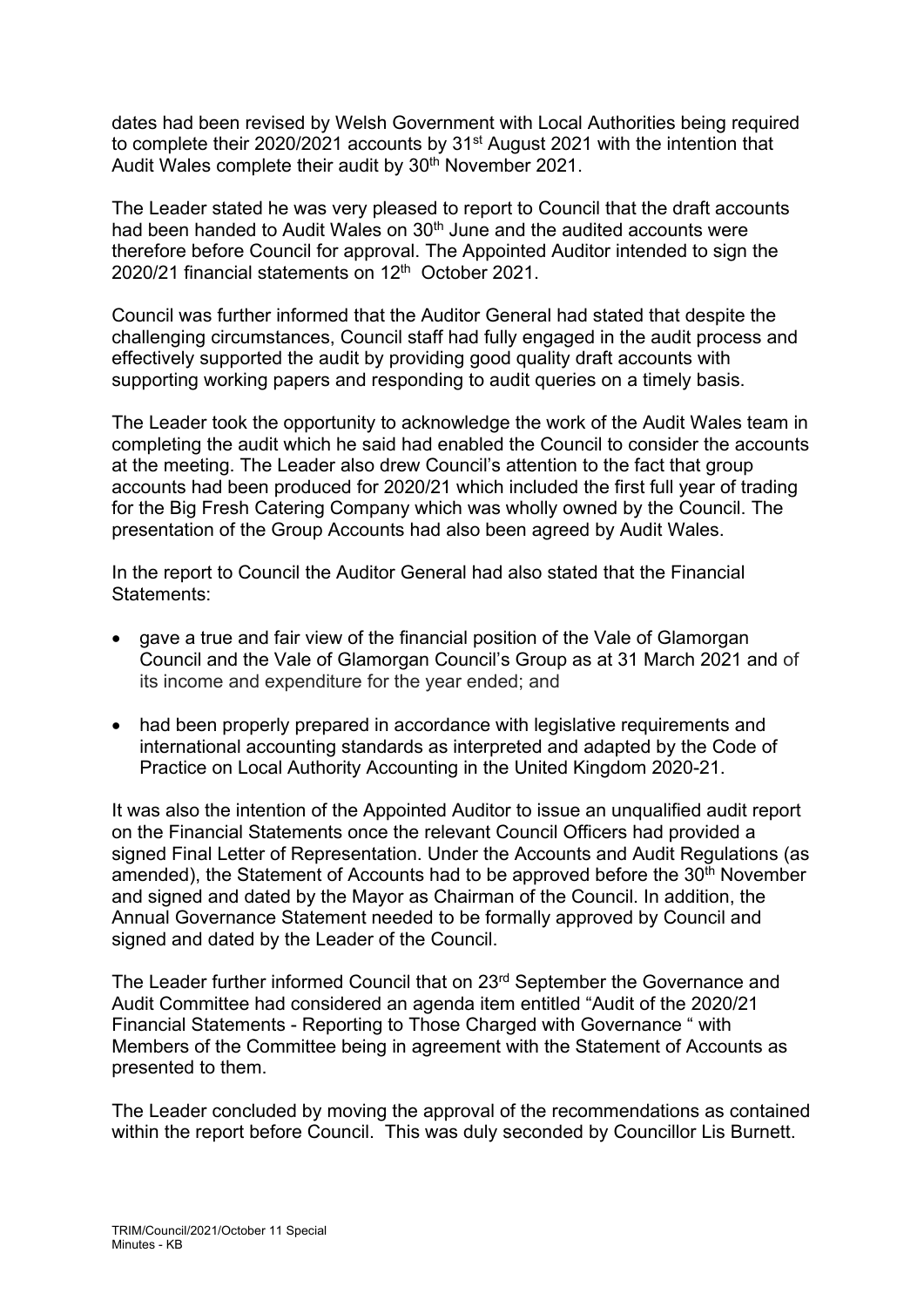dates had been revised by Welsh Government with Local Authorities being required to complete their 2020/2021 accounts by 31st August 2021 with the intention that Audit Wales complete their audit by 30th November 2021.

The Leader stated he was very pleased to report to Council that the draft accounts had been handed to Audit Wales on 30th June and the audited accounts were therefore before Council for approval. The Appointed Auditor intended to sign the 2020/21 financial statements on 12th October 2021.

Council was further informed that the Auditor General had stated that despite the challenging circumstances, Council staff had fully engaged in the audit process and effectively supported the audit by providing good quality draft accounts with supporting working papers and responding to audit queries on a timely basis.

The Leader took the opportunity to acknowledge the work of the Audit Wales team in completing the audit which he said had enabled the Council to consider the accounts at the meeting. The Leader also drew Council's attention to the fact that group accounts had been produced for 2020/21 which included the first full year of trading for the Big Fresh Catering Company which was wholly owned by the Council. The presentation of the Group Accounts had also been agreed by Audit Wales.

In the report to Council the Auditor General had also stated that the Financial Statements:

- gave a true and fair view of the financial position of the Vale of Glamorgan Council and the Vale of Glamorgan Council's Group as at 31 March 2021 and of its income and expenditure for the year ended; and
- had been properly prepared in accordance with legislative requirements and international accounting standards as interpreted and adapted by the Code of Practice on Local Authority Accounting in the United Kingdom 2020-21.

It was also the intention of the Appointed Auditor to issue an unqualified audit report on the Financial Statements once the relevant Council Officers had provided a signed Final Letter of Representation. Under the Accounts and Audit Regulations (as amended), the Statement of Accounts had to be approved before the 30th November and signed and dated by the Mayor as Chairman of the Council. In addition, the Annual Governance Statement needed to be formally approved by Council and signed and dated by the Leader of the Council.

The Leader further informed Council that on 23rd September the Governance and Audit Committee had considered an agenda item entitled "Audit of the 2020/21 Financial Statements - Reporting to Those Charged with Governance " with Members of the Committee being in agreement with the Statement of Accounts as presented to them.

The Leader concluded by moving the approval of the recommendations as contained within the report before Council. This was duly seconded by Councillor Lis Burnett.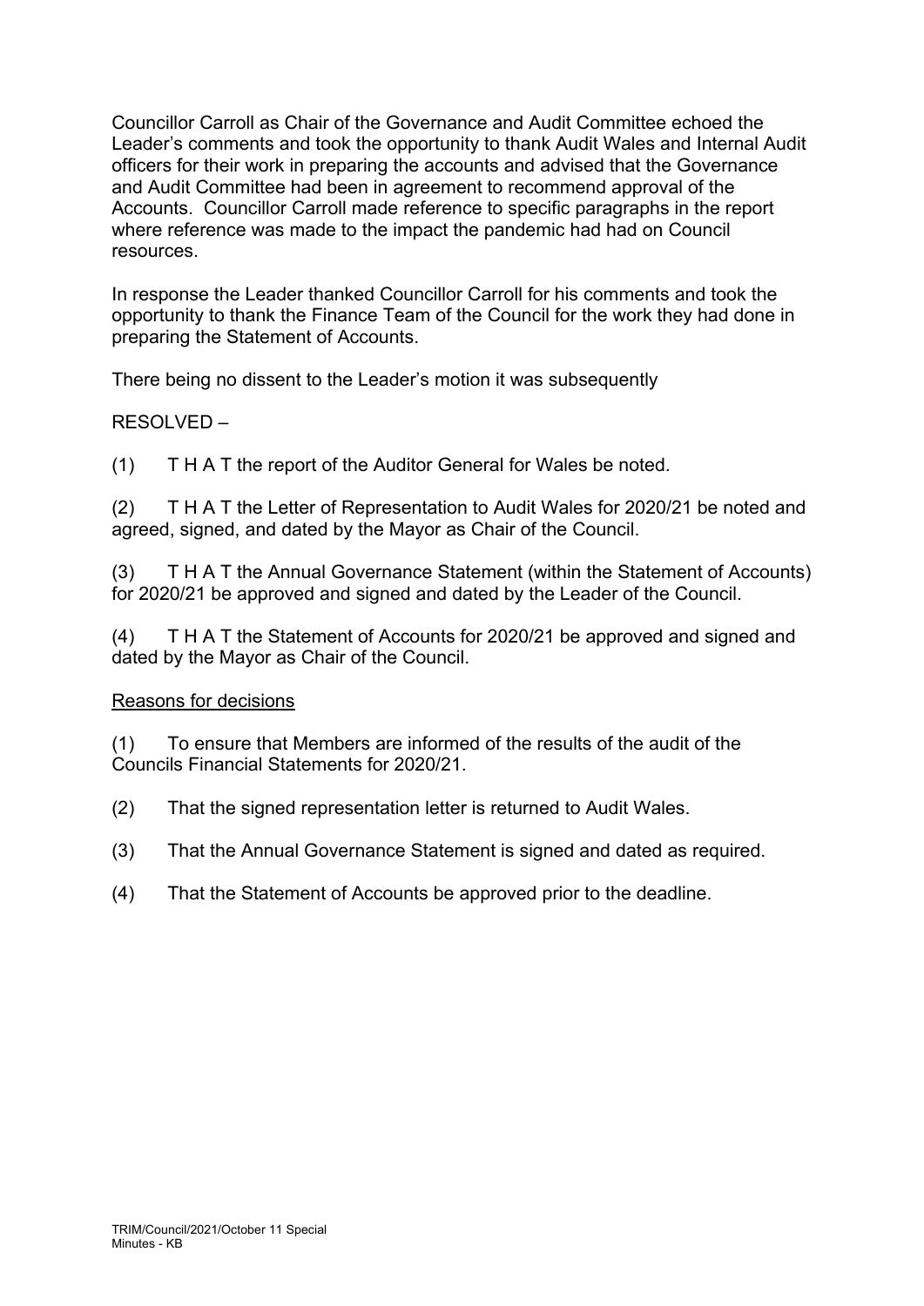Councillor Carroll as Chair of the Governance and Audit Committee echoed the Leader's comments and took the opportunity to thank Audit Wales and Internal Audit officers for their work in preparing the accounts and advised that the Governance and Audit Committee had been in agreement to recommend approval of the Accounts. Councillor Carroll made reference to specific paragraphs in the report where reference was made to the impact the pandemic had had on Council resources.

In response the Leader thanked Councillor Carroll for his comments and took the opportunity to thank the Finance Team of the Council for the work they had done in preparing the Statement of Accounts.

There being no dissent to the Leader's motion it was subsequently

RESOLVED –

(1) T H A T the report of the Auditor General for Wales be noted.

(2) T H A T the Letter of Representation to Audit Wales for 2020/21 be noted and agreed, signed, and dated by the Mayor as Chair of the Council.

(3) T H A T the Annual Governance Statement (within the Statement of Accounts) for 2020/21 be approved and signed and dated by the Leader of the Council.

(4) T H A T the Statement of Accounts for 2020/21 be approved and signed and dated by the Mayor as Chair of the Council.

Reasons for decisions

(1) To ensure that Members are informed of the results of the audit of the Councils Financial Statements for 2020/21.

(2) That the signed representation letter is returned to Audit Wales.

(3) That the Annual Governance Statement is signed and dated as required.

(4) That the Statement of Accounts be approved prior to the deadline.